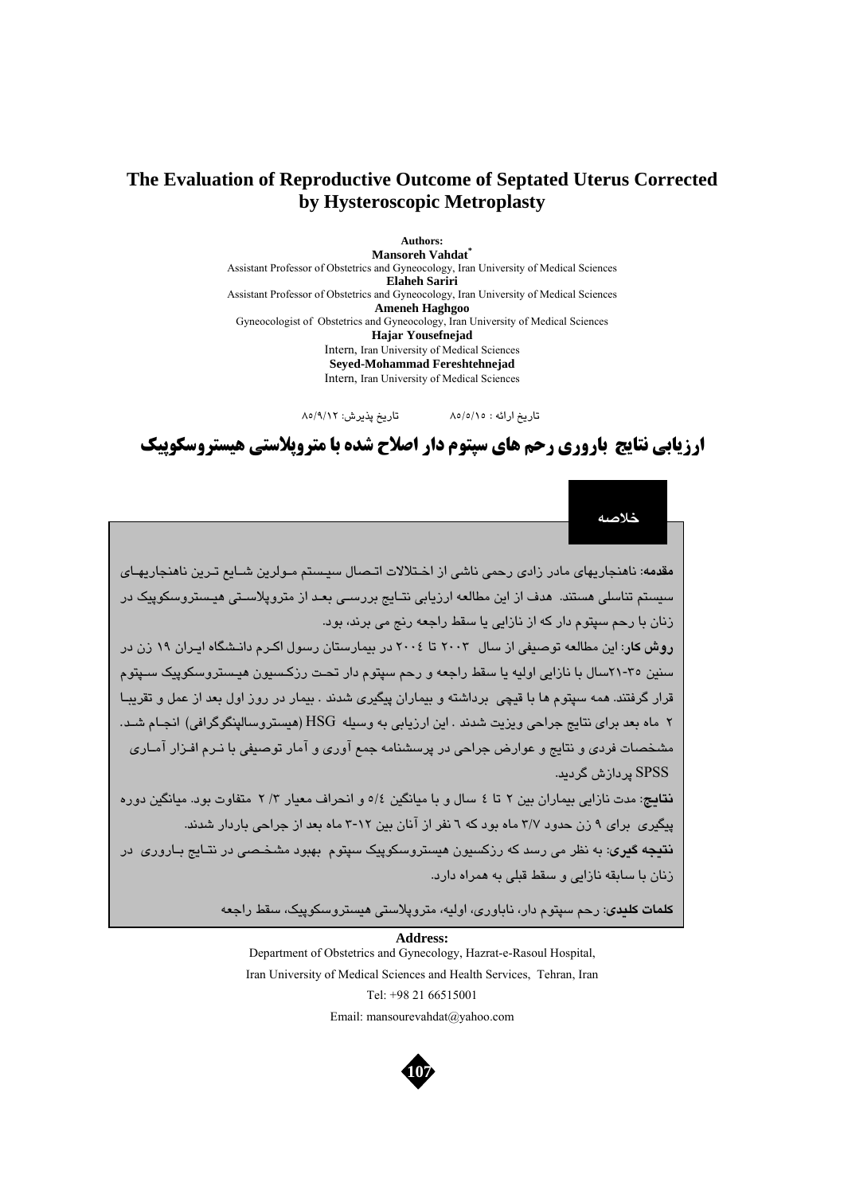# The Evaluation of Reproductive Outcome of Septated Uterus Corrected by Hysteroscopic Metroplasty

**Authors:**

**Mansoreh Vahdat***
Assistant Professor of Obstetrics and Gyneocology, Iran University of Medical Sciences

**Elaheh Sariri**
Assistant Professor of Obstetrics and Gyneocology, Iran University of Medical Sciences

**Ameneh Haghgoo**
Gyneocologist of Obstetrics and Gyneocology, Iran University of Medical Sciences

**Hajar Yousefnejad**
Intern, Iran University of Medical Sciences

**Seyed-Mohammad Fereshtehnejad**
Intern, Iran University of Medical Sciences

تاریخ ارائه : ۸۵/۵/۱۵ تاریخ پذیرش: ۸۵/۹/۱۲

# ارزیابی نتایج باروری رحم های سپتوم دار اصلاح شده با متروپلاستی هیستروسکوپیک

## خلاصه

**مقدمه**: ناهنجاریهای مادر زادی رحمی ناشی از اختلالات اتصال سیستم مولرین شایع ترین ناهنجاریهای سیستم تناسلی هستند. هدف از این مطالعه ارزیابی نتایج بررسی بعد از متروپلاستی هیستروسکوپیک در زنان با رحم سپتوم دار که از نازایی یا سقط راجعه رنج می برند، بود.

**روش کار**: این مطالعه توصیفی از سال ۲۰۰۳ تا ۲۰۰۴ در بیمارستان رسول اکرم دانشگاه ایران ۱۹ زن در سنین ۳۵-۲۱سال با نازایی اولیه یا سقط راجعه و رحم سپتوم دار تحت رزکسیون هیستروسکوپیک سپتوم قرار گرفتند. همه سپتوم ها با قیچی برداشته و بیماران پیگیری شدند . بیمار در روز اول بعد از عمل و تقریبا ۲ ماه بعد برای نتایج جراحی ویزیت شدند . این ارزیابی به وسیله HSG (هیستروسالپنگوگرافی) انجام شد. مشخصات فردی و نتایج و عوارض جراحی در پرسشنامه جمع آوری و آمار توصیفی با نرم افزار آماری SPSS پردازش گردید.

**نتایج**: مدت نازایی بیماران بین ۲ تا ٤ سال و با میانگین ٥/٤ و انحراف معیار ۲/۳ متفاوت بود. میانگین دوره پیگیری برای ۹ زن حدود ۳/۷ ماه بود که ٦ نفر از آنان بین ۱۲-۳ ماه بعد از جراحی باردار شدند.

**نتیجه گیری**: به نظر می رسد که رزکسیون هیستروسکوپیک سپتوم بهبود مشخصی در نتایج باروری در زنان با سابقه نازایی و سقط قبلی به همراه دارد.

**کلمات کلیدی**: رحم سپتوم دار، ناباوری، اولیه، متروپلاستی هیستروسکوپیک، سقط راجعه

**Address:**
Department of Obstetrics and Gynecology, Hazrat-e-Rasoul Hospital,
Iran University of Medical Sciences and Health Services, Tehran, Iran
Tel: +98 21 66515001
Email: mansourevahdat@yahoo.com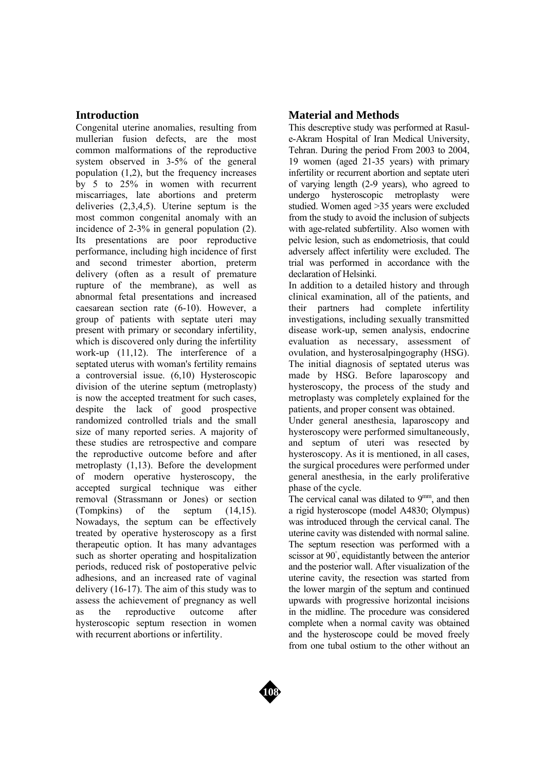## Introduction

Congenital uterine anomalies, resulting from mullerian fusion defects, are the most common malformations of the reproductive system observed in 3-5% of the general population (1,2), but the frequency increases by 5 to 25% in women with recurrent miscarriages, late abortions and preterm deliveries (2,3,4,5). Uterine septum is the most common congenital anomaly with an incidence of 2-3% in general population (2). Its presentations are poor reproductive performance, including high incidence of first and second trimester abortion, preterm delivery (often as a result of premature rupture of the membrane), as well as abnormal fetal presentations and increased caesarean section rate (6-10). However, a group of patients with septate uteri may present with primary or secondary infertility, which is discovered only during the infertility work-up (11,12). The interference of a septated uterus with woman's fertility remains a controversial issue. (6,10) Hysteroscopic division of the uterine septum (metroplasty) is now the accepted treatment for such cases, despite the lack of good prospective randomized controlled trials and the small size of many reported series. A majority of these studies are retrospective and compare the reproductive outcome before and after metroplasty (1,13). Before the development of modern operative hysteroscopy, the accepted surgical technique was either removal (Strassmann or Jones) or section (Tompkins) of the septum (14,15). Nowadays, the septum can be effectively treated by operative hysteroscopy as a first therapeutic option. It has many advantages such as shorter operating and hospitalization periods, reduced risk of postoperative pelvic adhesions, and an increased rate of vaginal delivery (16-17). The aim of this study was to assess the achievement of pregnancy as well as the reproductive outcome after hysteroscopic septum resection in women with recurrent abortions or infertility.

## Material and Methods

This descriptive study was performed at Rasul-e-Akram Hospital of Iran Medical University, Tehran. During the period From 2003 to 2004, 19 women (aged 21-35 years) with primary infertility or recurrent abortion and septate uteri of varying length (2-9 years), who agreed to undergo hysteroscopic metroplasty were studied. Women aged >35 years were excluded from the study to avoid the inclusion of subjects with age-related subfertility. Also women with pelvic lesion, such as endometriosis, that could adversely affect infertility were excluded. The trial was performed in accordance with the declaration of Helsinki.

In addition to a detailed history and through clinical examination, all of the patients, and their partners had complete infertility investigations, including sexually transmitted disease work-up, semen analysis, endocrine evaluation as necessary, assessment of ovulation, and hysterosalpingography (HSG). The initial diagnosis of septated uterus was made by HSG. Before laparoscopy and hysteroscopy, the process of the study and metroplasty was completely explained for the patients, and proper consent was obtained.

Under general anesthesia, laparoscopy and hysteroscopy were performed simultaneously, and septum of uteri was resected by hysteroscopy. As it is mentioned, in all cases, the surgical procedures were performed under general anesthesia, in the early proliferative phase of the cycle.

The cervical canal was dilated to $9^{mm}$, and then a rigid hysteroscope (model A4830; Olympus) was introduced through the cervical canal. The uterine cavity was distended with normal saline. The septum resection was performed with a scissor at $90^{\circ}$, equidistantly between the anterior and the posterior wall. After visualization of the uterine cavity, the resection was started from the lower margin of the septum and continued upwards with progressive horizontal incisions in the midline. The procedure was considered complete when a normal cavity was obtained and the hysteroscope could be moved freely from one tubal ostium to the other without an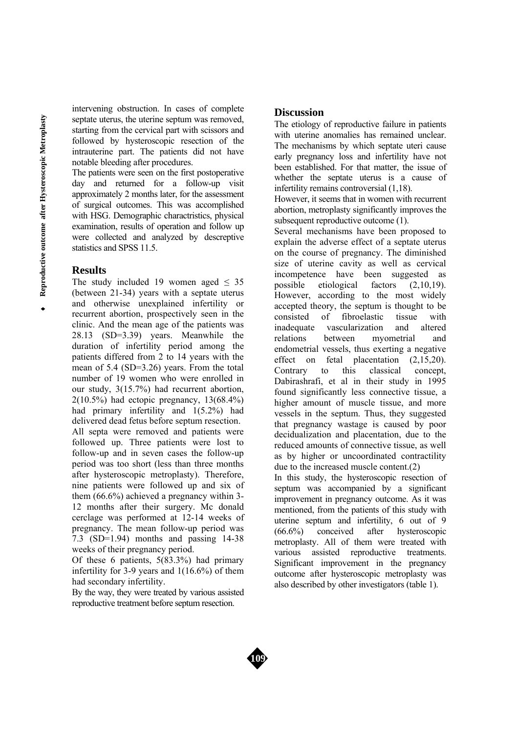intervening obstruction. In cases of complete septate uterus, the uterine septum was removed, starting from the cervical part with scissors and followed by hysteroscopic resection of the intrauterine part. The patients did not have notable bleeding after procedures.

The patients were seen on the first postoperative day and returned for a follow-up visit approximately 2 months later, for the assessment of surgical outcomes. This was accomplished with HSG. Demographic charactristics, physical examination, results of operation and follow up were collected and analyzed by descreptive statistics and SPSS 11.5.

## Results

The study included 19 women aged $\leq$ 35 (between 21-34) years with a septate uterus and otherwise unexplained infertility or recurrent abortion, prospectively seen in the clinic. And the mean age of the patients was 28.13 (SD=3.39) years. Meanwhile the duration of infertility period among the patients differed from 2 to 14 years with the mean of 5.4 (SD=3.26) years. From the total number of 19 women who were enrolled in our study, 3(15.7%) had recurrent abortion, 2(10.5%) had ectopic pregnancy, 13(68.4%) had primary infertility and 1(5.2%) had delivered dead fetus before septum resection.

All septa were removed and patients were followed up. Three patients were lost to follow-up and in seven cases the follow-up period was too short (less than three months after hysteroscopic metroplasty). Therefore, nine patients were followed up and six of them (66.6%) achieved a pregnancy within 3-12 months after their surgery. Mc donald cerclage was performed at 12-14 weeks of pregnancy. The mean follow-up period was 7.3 (SD=1.94) months and passing 14-38 weeks of their pregnancy period.

Of these 6 patients, 5(83.3%) had primary infertility for 3-9 years and 1(16.6%) of them had secondary infertility.

By the way, they were treated by various assisted reproductive treatment before septum resection.

## Discussion

The etiology of reproductive failure in patients with uterine anomalies has remained unclear. The mechanisms by which septate uteri cause early pregnancy loss and infertility have not been established. For that matter, the issue of whether the septate uterus is a cause of infertility remains controversial (1,18).

However, it seems that in women with recurrent abortion, metroplasty significantly improves the subsequent reproductive outcome (1).

Several mechanisms have been proposed to explain the adverse effect of a septate uterus on the course of pregnancy. The diminished size of uterine cavity as well as cervical incompetence have been suggested as possible etiological factors (2,10,19). However, according to the most widely accepted theory, the septum is thought to be consisted of fibroelastic tissue with inadequate vascularization and altered relations between myometrial and endometrial vessels, thus exerting a negative effect on fetal placentation (2,15,20). Contrary to this classical concept, Dabirashrafi, et al in their study in 1995 found significantly less connective tissue, a higher amount of muscle tissue, and more vessels in the septum. Thus, they suggested that pregnancy wastage is caused by poor decidualization and placentation, due to the reduced amounts of connective tissue, as well as by higher or uncoordinated contractility due to the increased muscle content.(2)

In this study, the hysteroscopic resection of septum was accompanied by a significant improvement in pregnancy outcome. As it was mentioned, from the patients of this study with uterine septum and infertility, 6 out of 9 (66.6%) conceived after hysteroscopic metroplasty. All of them were treated with various assisted reproductive treatments. Significant improvement in the pregnancy outcome after hysteroscopic metroplasty was also described by other investigators (table 1).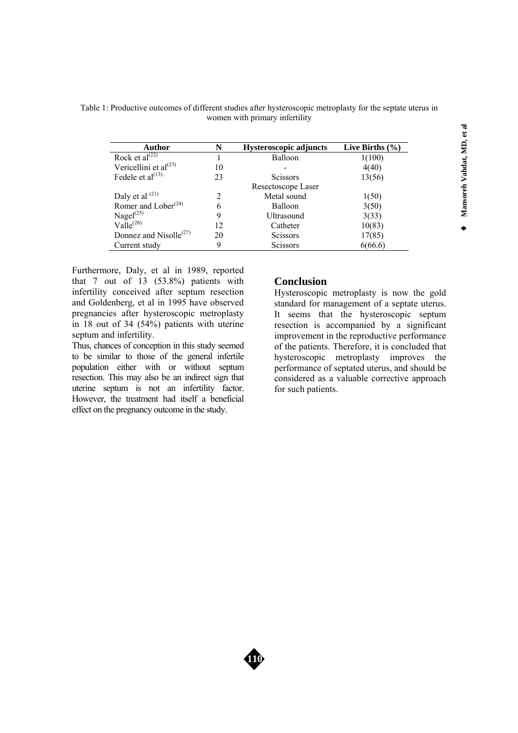Table 1: Productive outcomes of different studies after hysteroscopic metroplasty for the septate uterus in women with primary infertility

| Author | N | Hysteroscopic adjuncts | Live Births (%) |
|---|---|---|---|
| Rock et al[22] | 1 | Balloon | 1(100) |
| Vericellini et al[23] | 10 | - | 4(40) |
| Fedele et al[13] | 23 | Scissors | 13(56) |
| | | Resectoscope Laser | |
| Daly et al [21] | 2 | Metal sound | 1(50) |
| Romer and Lober[24] | 6 | Balloon | 3(50) |
| Nagel[25] | 9 | Ultrasound | 3(33) |
| Valle[26] | 12 | Catheter | 10(83) |
| Donnez and Nisolle[27] | 20 | Scissors | 17(85) |
| Current study | 9 | Scissors | 6(66.6) |

Furthermore, Daly, et al in 1989, reported that 7 out of 13 (53.8%) patients with infertility conceived after septum resection and Goldenberg, et al in 1995 have observed pregnancies after hysteroscopic metroplasty in 18 out of 34 (54%) patients with uterine septum and infertility.

Thus, chances of conception in this study seemed to be similar to those of the general infertile population either with or without septum resection. This may also be an indirect sign that uterine septum is not an infertility factor. However, the treatment had itself a beneficial effect on the pregnancy outcome in the study.

## Conclusion

Hysteroscopic metroplasty is now the gold standard for management of a septate uterus. It seems that the hysteroscopic septum resection is accompanied by a significant improvement in the reproductive performance of the patients. Therefore, it is concluded that hysteroscopic metroplasty improves the performance of septated uterus, and should be considered as a valuable corrective approach for such patients.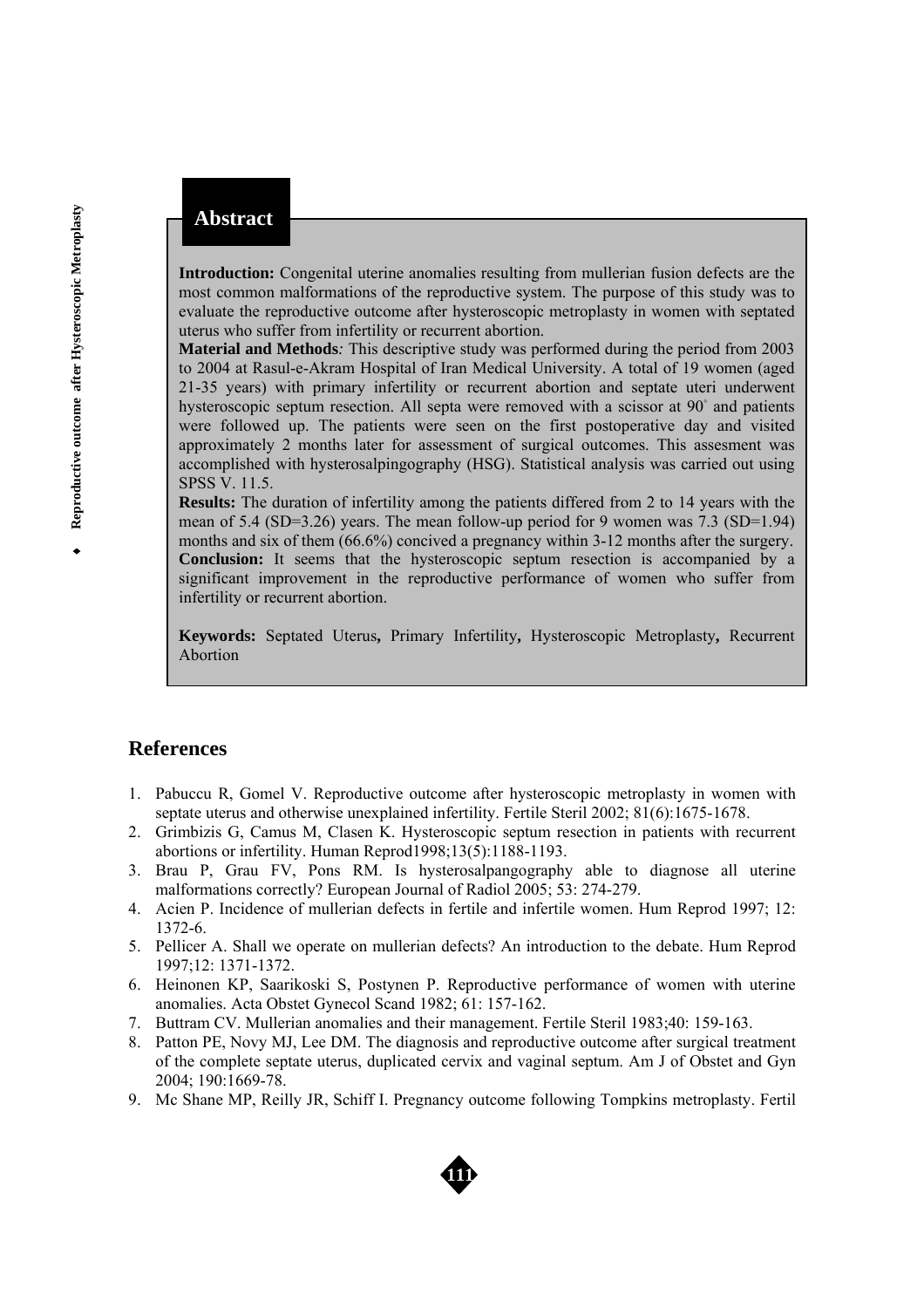## Abstract

**Introduction:** Congenital uterine anomalies resulting from mullerian fusion defects are the most common malformations of the reproductive system. The purpose of this study was to evaluate the reproductive outcome after hysteroscopic metroplasty in women with septated uterus who suffer from infertility or recurrent abortion.

**Material and Methods***:* This descriptive study was performed during the period from 2003 to 2004 at Rasul-e-Akram Hospital of Iran Medical University. A total of 19 women (aged 21-35 years) with primary infertility or recurrent abortion and septate uteri underwent hysteroscopic septum resection. All septa were removed with a scissor at 90° and patients were followed up. The patients were seen on the first postoperative day and visited approximately 2 months later for assessment of surgical outcomes. This assesment was accomplished with hysterosalpingography (HSG). Statistical analysis was carried out using SPSS V. 11.5.

**Results:** The duration of infertility among the patients differed from 2 to 14 years with the mean of 5.4 (SD=3.26) years. The mean follow-up period for 9 women was 7.3 (SD=1.94) months and six of them (66.6%) concived a pregnancy within 3-12 months after the surgery.

**Conclusion:** It seems that the hysteroscopic septum resection is accompanied by a significant improvement in the reproductive performance of women who suffer from infertility or recurrent abortion.

**Keywords:** Septated Uterus**,** Primary Infertility**,** Hysteroscopic Metroplasty**,** Recurrent Abortion

## References

1. Pabuccu R, Gomel V. Reproductive outcome after hysteroscopic metroplasty in women with septate uterus and otherwise unexplained infertility. Fertile Steril 2002; 81(6):1675-1678.
2. Grimbizis G, Camus M, Clasen K. Hysteroscopic septum resection in patients with recurrent abortions or infertility. Human Reprod1998;13(5):1188-1193.
3. Brau P, Grau FV, Pons RM. Is hysterosalpangography able to diagnose all uterine malformations correctly? European Journal of Radiol 2005; 53: 274-279.
4. Acien P. Incidence of mullerian defects in fertile and infertile women. Hum Reprod 1997; 12: 1372-6.
5. Pellicer A. Shall we operate on mullerian defects? An introduction to the debate. Hum Reprod 1997;12: 1371-1372.
6. Heinonen KP, Saarikoski S, Postynen P. Reproductive performance of women with uterine anomalies. Acta Obstet Gynecol Scand 1982; 61: 157-162.
7. Buttram CV. Mullerian anomalies and their management. Fertile Steril 1983;40: 159-163.
8. Patton PE, Novy MJ, Lee DM. The diagnosis and reproductive outcome after surgical treatment of the complete septate uterus, duplicated cervix and vaginal septum. Am J of Obstet and Gyn 2004; 190:1669-78.
9. Mc Shane MP, Reilly JR, Schiff I. Pregnancy outcome following Tompkins metroplasty. Fertil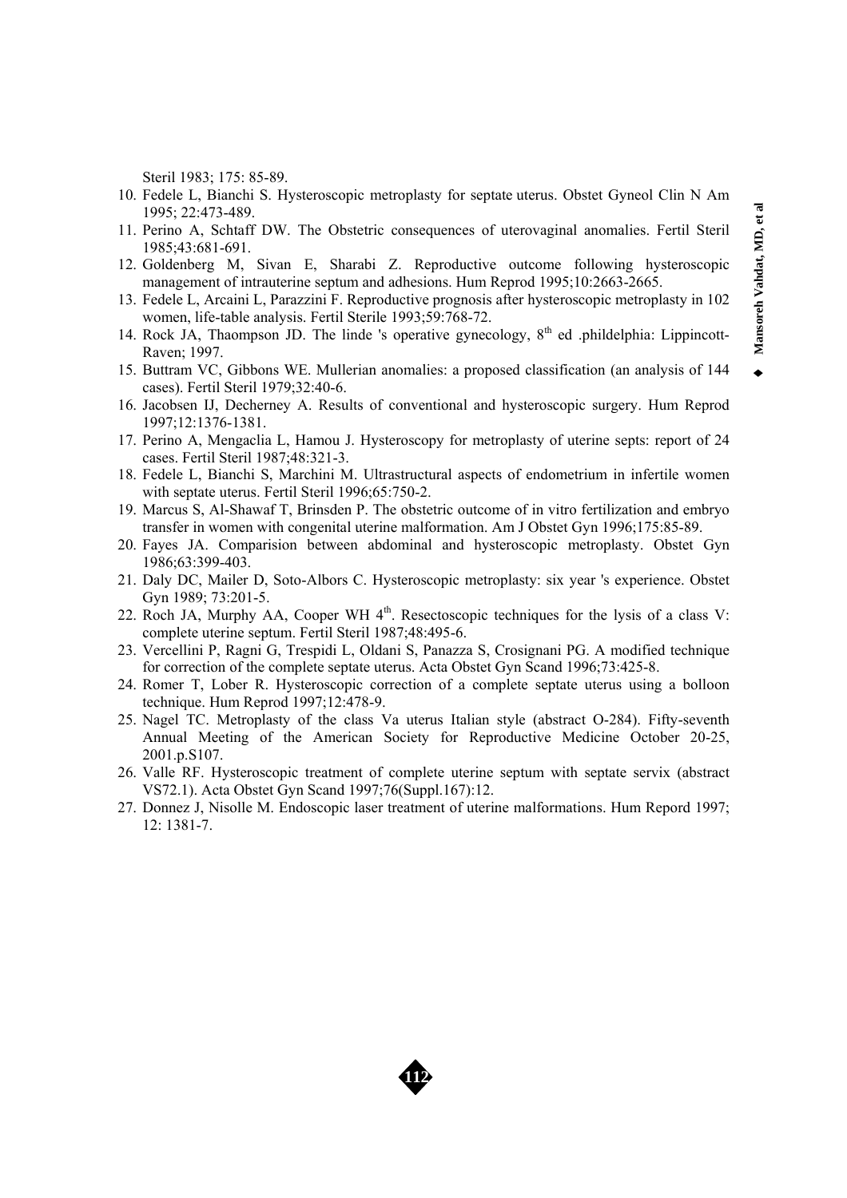Steril 1983; 175: 85-89.

10. Fedele L, Bianchi S. Hysteroscopic metroplasty for septate uterus. Obstet Gyneol Clin N Am 1995; 22:473-489.
11. Perino A, Schtaff DW. The Obstetric consequences of uterovaginal anomalies. Fertil Steril 1985;43:681-691.
12. Goldenberg M, Sivan E, Sharabi Z. Reproductive outcome following hysteroscopic management of intrauterine septum and adhesions. Hum Reprod 1995;10:2663-2665.
13. Fedele L, Arcaini L, Parazzini F. Reproductive prognosis after hysteroscopic metroplasty in 102 women, life-table analysis. Fertil Sterile 1993;59:768-72.
14. Rock JA, Thaompson JD. The linde 's operative gynecology, 8th ed .phildelphia: Lippincott-Raven; 1997.
15. Buttram VC, Gibbons WE. Mullerian anomalies: a proposed classification (an analysis of 144 cases). Fertil Steril 1979;32:40-6.
16. Jacobsen IJ, Decherney A. Results of conventional and hysteroscopic surgery. Hum Reprod 1997;12:1376-1381.
17. Perino A, Mengaclia L, Hamou J. Hysteroscopy for metroplasty of uterine septs: report of 24 cases. Fertil Steril 1987;48:321-3.
18. Fedele L, Bianchi S, Marchini M. Ultrastructural aspects of endometrium in infertile women with septate uterus. Fertil Steril 1996;65:750-2.
19. Marcus S, Al-Shawaf T, Brinsden P. The obstetric outcome of in vitro fertilization and embryo transfer in women with congenital uterine malformation. Am J Obstet Gyn 1996;175:85-89.
20. Fayes JA. Comparision between abdominal and hysteroscopic metroplasty. Obstet Gyn 1986;63:399-403.
21. Daly DC, Mailer D, Soto-Albors C. Hysteroscopic metroplasty: six year 's experience. Obstet Gyn 1989; 73:201-5.
22. Roch JA, Murphy AA, Cooper WH 4th. Resectoscopic techniques for the lysis of a class V: complete uterine septum. Fertil Steril 1987;48:495-6.
23. Vercellini P, Ragni G, Trespidi L, Oldani S, Panazza S, Crosignani PG. A modified technique for correction of the complete septate uterus. Acta Obstet Gyn Scand 1996;73:425-8.
24. Romer T, Lober R. Hysteroscopic correction of a complete septate uterus using a bolloon technique. Hum Reprod 1997;12:478-9.
25. Nagel TC. Metroplasty of the class Va uterus Italian style (abstract O-284). Fifty-seventh Annual Meeting of the American Society for Reproductive Medicine October 20-25, 2001.p.S107.
26. Valle RF. Hysteroscopic treatment of complete uterine septum with septate servix (abstract VS72.1). Acta Obstet Gyn Scand 1997;76(Suppl.167):12.
27. Donnez J, Nisolle M. Endoscopic laser treatment of uterine malformations. Hum Repord 1997; 12: 1381-7.